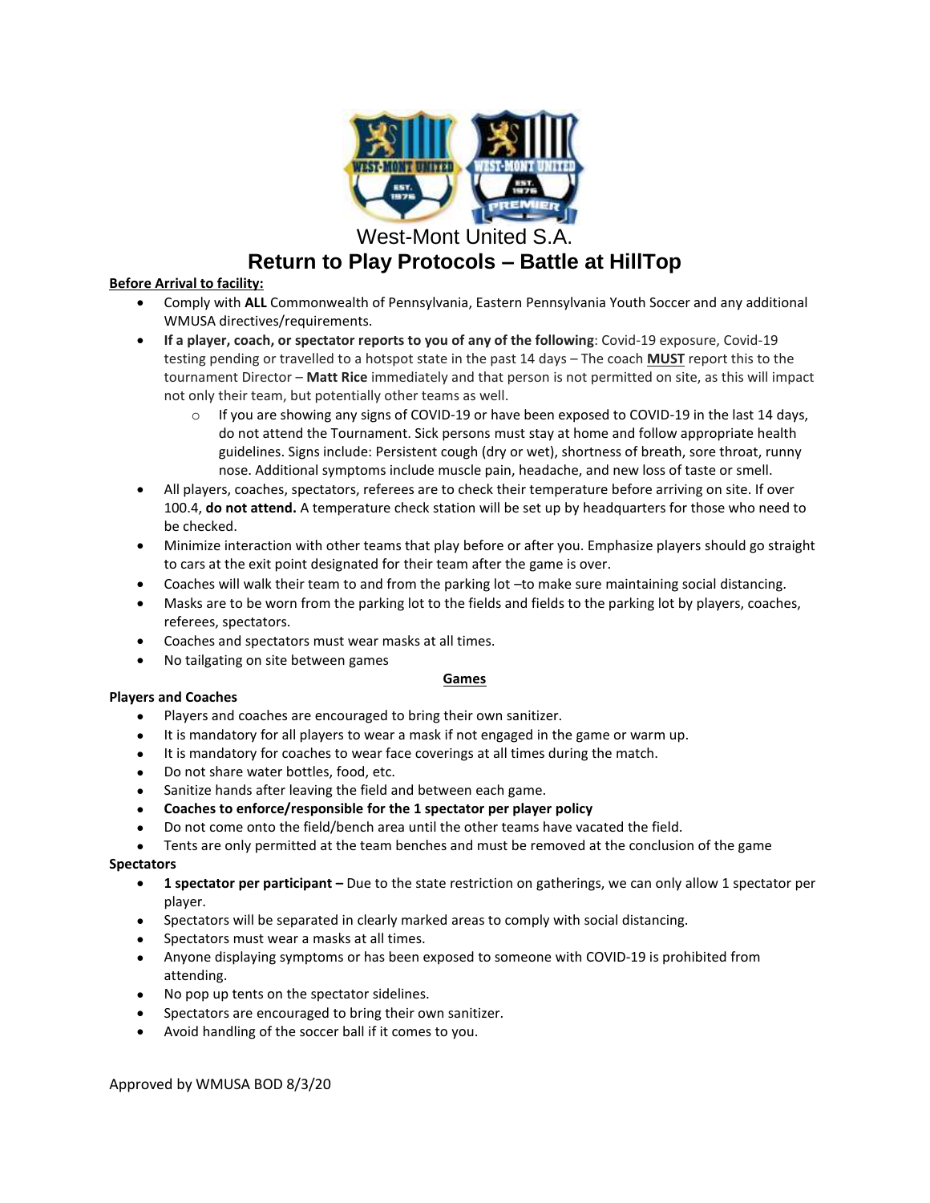# West-Mont United S.A.

## Return to Play Protocols – Battle at HillTop

**Before Arrival to facility:**

- Comply with **ALL** Commonwealth of Pennsylvania, Eastern Pennsylvania Youth Soccer and any additional WMUSA directives/requirements.
- **If a player, coach, or spectator reports to you of any of the following**: Covid-19 exposure, Covid-19 testing pending or travelled to a hotspot state in the past 14 days – The coach **MUST** report this to the tournament Director – **Matt Rice** immediately and that person is not permitted on site, as this will impact not only their team, but potentially other teams as well.
  - If you are showing any signs of COVID-19 or have been exposed to COVID-19 in the last 14 days, do not attend the Tournament. Sick persons must stay at home and follow appropriate health guidelines. Signs include: Persistent cough (dry or wet), shortness of breath, sore throat, runny nose. Additional symptoms include muscle pain, headache, and new loss of taste or smell.
- All players, coaches, spectators, referees are to check their temperature before arriving on site. If over 100.4, **do not attend.** A temperature check station will be set up by headquarters for those who need to be checked.
- Minimize interaction with other teams that play before or after you. Emphasize players should go straight to cars at the exit point designated for their team after the game is over.
- Coaches will walk their team to and from the parking lot –to make sure maintaining social distancing.
- Masks are to be worn from the parking lot to the fields and fields to the parking lot by players, coaches, referees, spectators.
- Coaches and spectators must wear masks at all times.
- No tailgating on site between games

**Games**

**Players and Coaches**

- Players and coaches are encouraged to bring their own sanitizer.
- It is mandatory for all players to wear a mask if not engaged in the game or warm up.
- It is mandatory for coaches to wear face coverings at all times during the match.
- Do not share water bottles, food, etc.
- Sanitize hands after leaving the field and between each game.
- **Coaches to enforce/responsible for the 1 spectator per player policy**
- Do not come onto the field/bench area until the other teams have vacated the field.
- Tents are only permitted at the team benches and must be removed at the conclusion of the game

**Spectators**

- **1 spectator per participant –** Due to the state restriction on gatherings, we can only allow 1 spectator per player.
- Spectators will be separated in clearly marked areas to comply with social distancing.
- Spectators must wear a masks at all times.
- Anyone displaying symptoms or has been exposed to someone with COVID-19 is prohibited from attending.
- No pop up tents on the spectator sidelines.
- Spectators are encouraged to bring their own sanitizer.
- Avoid handling of the soccer ball if it comes to you.

Approved by WMUSA BOD 8/3/20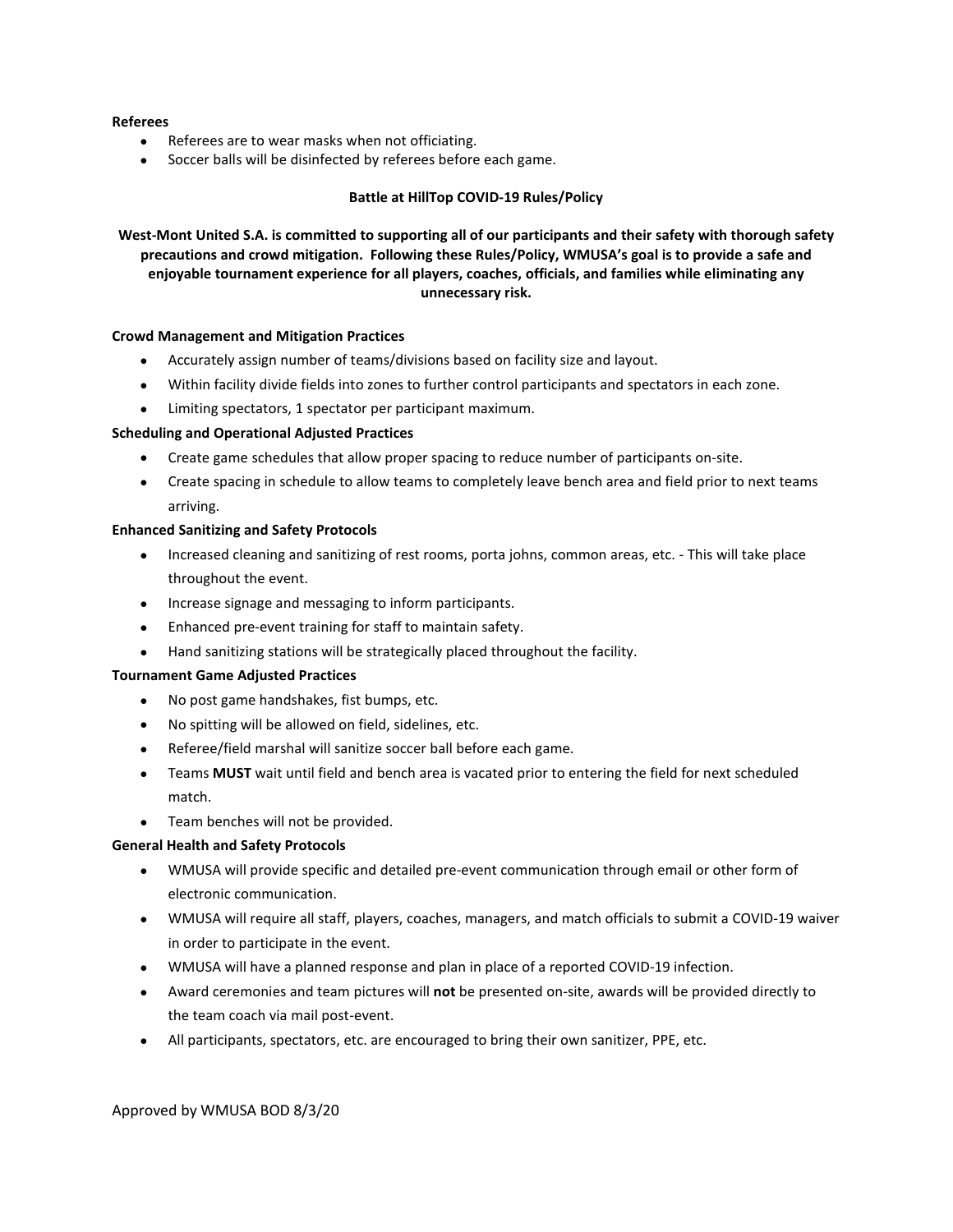**Referees**

- Referees are to wear masks when not officiating.
- Soccer balls will be disinfected by referees before each game.

## Battle at HillTop COVID-19 Rules/Policy

**West-Mont United S.A. is committed to supporting all of our participants and their safety with thorough safety precautions and crowd mitigation. Following these Rules/Policy, WMUSA's goal is to provide a safe and enjoyable tournament experience for all players, coaches, officials, and families while eliminating any unnecessary risk.**

**Crowd Management and Mitigation Practices**

- Accurately assign number of teams/divisions based on facility size and layout.
- Within facility divide fields into zones to further control participants and spectators in each zone.
- Limiting spectators, 1 spectator per participant maximum.

**Scheduling and Operational Adjusted Practices**

- Create game schedules that allow proper spacing to reduce number of participants on-site.
- Create spacing in schedule to allow teams to completely leave bench area and field prior to next teams arriving.

**Enhanced Sanitizing and Safety Protocols**

- Increased cleaning and sanitizing of rest rooms, porta johns, common areas, etc. - This will take place throughout the event.
- Increase signage and messaging to inform participants.
- Enhanced pre-event training for staff to maintain safety.
- Hand sanitizing stations will be strategically placed throughout the facility.

**Tournament Game Adjusted Practices**

- No post game handshakes, fist bumps, etc.
- No spitting will be allowed on field, sidelines, etc.
- Referee/field marshal will sanitize soccer ball before each game.
- Teams **MUST** wait until field and bench area is vacated prior to entering the field for next scheduled match.
- Team benches will not be provided.

**General Health and Safety Protocols**

- WMUSA will provide specific and detailed pre-event communication through email or other form of electronic communication.
- WMUSA will require all staff, players, coaches, managers, and match officials to submit a COVID-19 waiver in order to participate in the event.
- WMUSA will have a planned response and plan in place of a reported COVID-19 infection.
- Award ceremonies and team pictures will **not** be presented on-site, awards will be provided directly to the team coach via mail post-event.
- All participants, spectators, etc. are encouraged to bring their own sanitizer, PPE, etc.

Approved by WMUSA BOD 8/3/20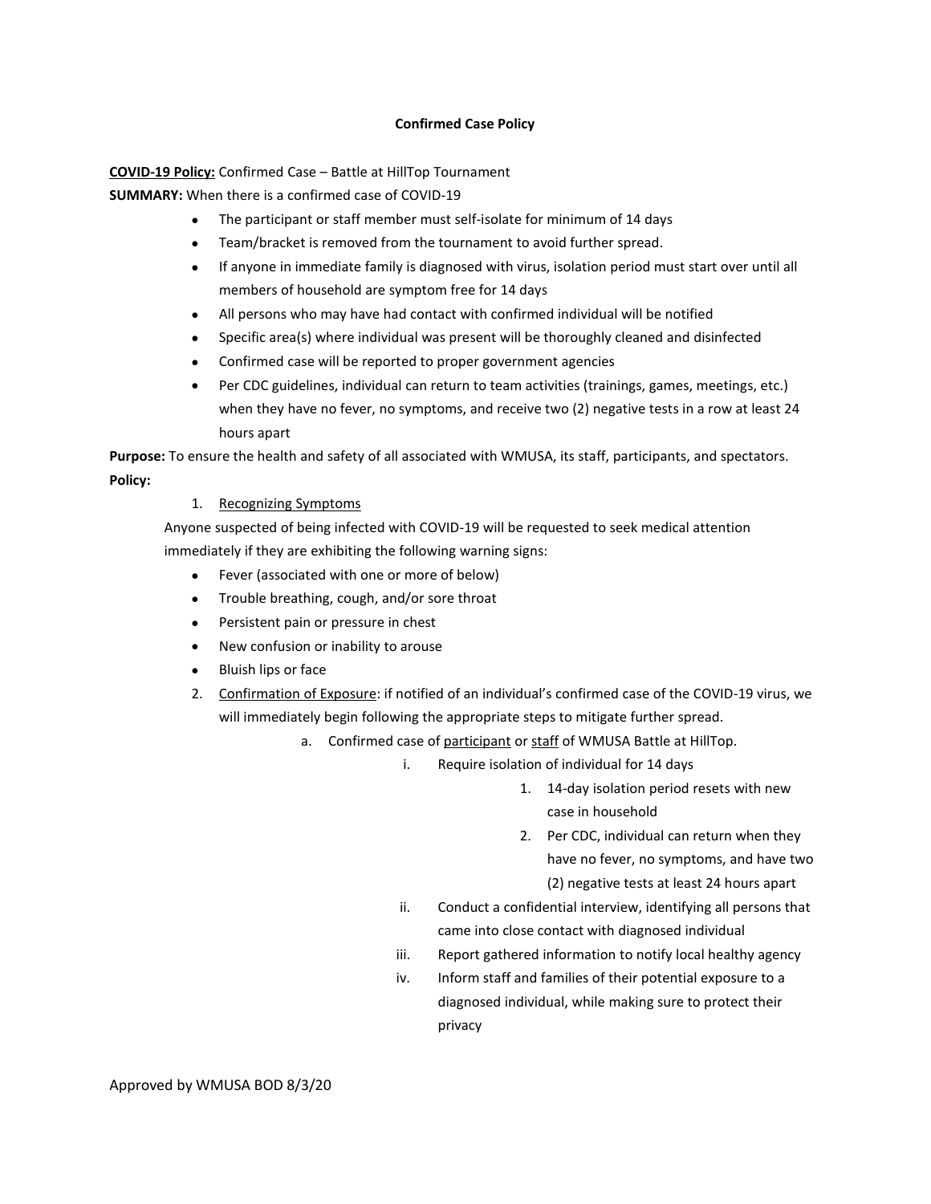**Confirmed Case Policy**

**COVID-19 Policy:** Confirmed Case – Battle at HillTop Tournament

**SUMMARY:** When there is a confirmed case of COVID-19

- The participant or staff member must self-isolate for minimum of 14 days
- Team/bracket is removed from the tournament to avoid further spread.
- If anyone in immediate family is diagnosed with virus, isolation period must start over until all members of household are symptom free for 14 days
- All persons who may have had contact with confirmed individual will be notified
- Specific area(s) where individual was present will be thoroughly cleaned and disinfected
- Confirmed case will be reported to proper government agencies
- Per CDC guidelines, individual can return to team activities (trainings, games, meetings, etc.) when they have no fever, no symptoms, and receive two (2) negative tests in a row at least 24 hours apart

**Purpose:** To ensure the health and safety of all associated with WMUSA, its staff, participants, and spectators.

**Policy:**

1. Recognizing Symptoms

   Anyone suspected of being infected with COVID-19 will be requested to seek medical attention immediately if they are exhibiting the following warning signs:

   - Fever (associated with one or more of below)
   - Trouble breathing, cough, and/or sore throat
   - Persistent pain or pressure in chest
   - New confusion or inability to arouse
   - Bluish lips or face

2. Confirmation of Exposure: if notified of an individual's confirmed case of the COVID-19 virus, we will immediately begin following the appropriate steps to mitigate further spread.

   a. Confirmed case of participant or staff of WMUSA Battle at HillTop.

      i. Require isolation of individual for 14 days

         1. 14-day isolation period resets with new case in household
         2. Per CDC, individual can return when they have no fever, no symptoms, and have two (2) negative tests at least 24 hours apart

      ii. Conduct a confidential interview, identifying all persons that came into close contact with diagnosed individual

      iii. Report gathered information to notify local healthy agency

      iv. Inform staff and families of their potential exposure to a diagnosed individual, while making sure to protect their privacy

Approved by WMUSA BOD 8/3/20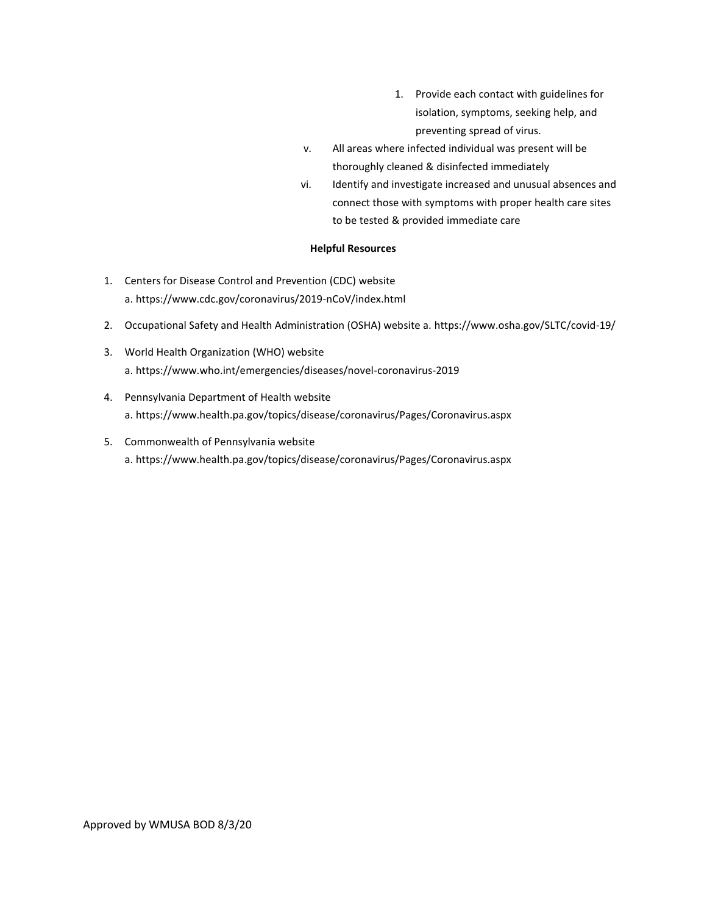1. Provide each contact with guidelines for isolation, symptoms, seeking help, and preventing spread of virus.

v. All areas where infected individual was present will be thoroughly cleaned & disinfected immediately

vi. Identify and investigate increased and unusual absences and connect those with symptoms with proper health care sites to be tested & provided immediate care

**Helpful Resources**

1. Centers for Disease Control and Prevention (CDC) website
   a. https://www.cdc.gov/coronavirus/2019-nCoV/index.html
2. Occupational Safety and Health Administration (OSHA) website a. https://www.osha.gov/SLTC/covid-19/
3. World Health Organization (WHO) website
   a. https://www.who.int/emergencies/diseases/novel-coronavirus-2019
4. Pennsylvania Department of Health website
   a. https://www.health.pa.gov/topics/disease/coronavirus/Pages/Coronavirus.aspx
5. Commonwealth of Pennsylvania website
   a. https://www.health.pa.gov/topics/disease/coronavirus/Pages/Coronavirus.aspx

Approved by WMUSA BOD 8/3/20